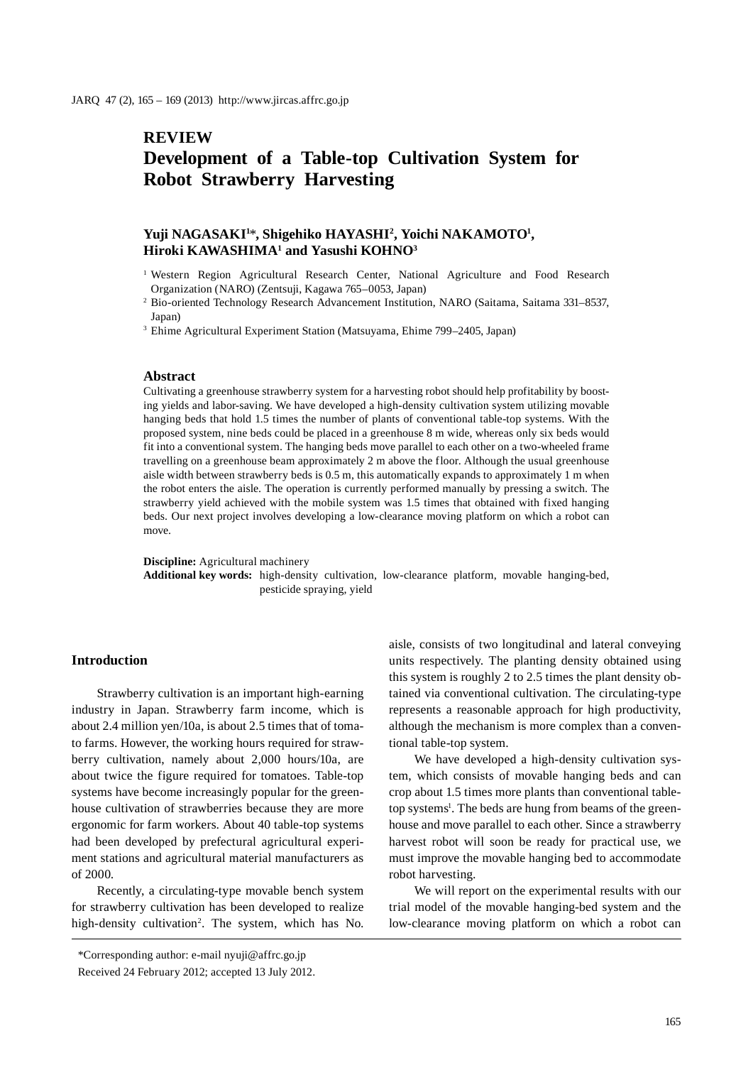## REVIEW

# Development of a Table-top Cultivation System for Robot Strawberry Harvesting

**Yuji NAGASAKI[1]*, Shigehiko HAYASHI[2], Yoichi NAKAMOTO[1], Hiroki KAWASHIMA[1] and Yasushi KOHNO[3]**

[1] Western Region Agricultural Research Center, National Agriculture and Food Research Organization (NARO) (Zentsuji, Kagawa 765–0053, Japan)

[2] Bio-oriented Technology Research Advancement Institution, NARO (Saitama, Saitama 331–8537, Japan)

[3] Ehime Agricultural Experiment Station (Matsuyama, Ehime 799–2405, Japan)

### Abstract

Cultivating a greenhouse strawberry system for a harvesting robot should help profitability by boosting yields and labor-saving. We have developed a high-density cultivation system utilizing movable hanging beds that hold 1.5 times the number of plants of conventional table-top systems. With the proposed system, nine beds could be placed in a greenhouse 8 m wide, whereas only six beds would fit into a conventional system. The hanging beds move parallel to each other on a two-wheeled frame travelling on a greenhouse beam approximately 2 m above the floor. Although the usual greenhouse aisle width between strawberry beds is 0.5 m, this automatically expands to approximately 1 m when the robot enters the aisle. The operation is currently performed manually by pressing a switch. The strawberry yield achieved with the mobile system was 1.5 times that obtained with fixed hanging beds. Our next project involves developing a low-clearance moving platform on which a robot can move.

**Discipline:** Agricultural machinery

**Additional key words:** high-density cultivation, low-clearance platform, movable hanging-bed, pesticide spraying, yield

## Introduction

Strawberry cultivation is an important high-earning industry in Japan. Strawberry farm income, which is about 2.4 million yen/10a, is about 2.5 times that of tomato farms. However, the working hours required for strawberry cultivation, namely about 2,000 hours/10a, are about twice the figure required for tomatoes. Table-top systems have become increasingly popular for the greenhouse cultivation of strawberries because they are more ergonomic for farm workers. About 40 table-top systems had been developed by prefectural agricultural experiment stations and agricultural material manufacturers as of 2000.

Recently, a circulating-type movable bench system for strawberry cultivation has been developed to realize high-density cultivation[2]. The system, which has No. aisle, consists of two longitudinal and lateral conveying units respectively. The planting density obtained using this system is roughly 2 to 2.5 times the plant density obtained via conventional cultivation. The circulating-type represents a reasonable approach for high productivity, although the mechanism is more complex than a conventional table-top system.

We have developed a high-density cultivation system, which consists of movable hanging beds and can crop about 1.5 times more plants than conventional table-top systems[1]. The beds are hung from beams of the greenhouse and move parallel to each other. Since a strawberry harvest robot will soon be ready for practical use, we must improve the movable hanging bed to accommodate robot harvesting.

We will report on the experimental results with our trial model of the movable hanging-bed system and the low-clearance moving platform on which a robot can

*Corresponding author: e-mail nyuji@affrc.go.jp

Received 24 February 2012; accepted 13 July 2012.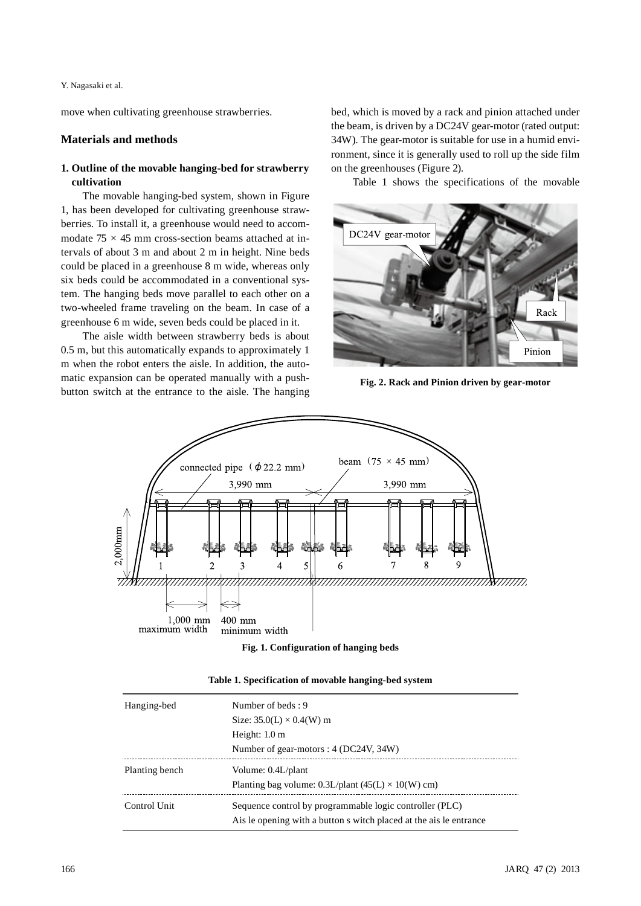move when cultivating greenhouse strawberries.

## Materials and methods

### 1. Outline of the movable hanging-bed for strawberry cultivation

The movable hanging-bed system, shown in Figure 1, has been developed for cultivating greenhouse strawberries. To install it, a greenhouse would need to accommodate 75 × 45 mm cross-section beams attached at intervals of about 3 m and about 2 m in height. Nine beds could be placed in a greenhouse 8 m wide, whereas only six beds could be accommodated in a conventional system. The hanging beds move parallel to each other on a two-wheeled frame traveling on the beam. In case of a greenhouse 6 m wide, seven beds could be placed in it.

The aisle width between strawberry beds is about 0.5 m, but this automatically expands to approximately 1 m when the robot enters the aisle. In addition, the automatic expansion can be operated manually with a push-button switch at the entrance to the aisle. The hanging bed, which is moved by a rack and pinion attached under the beam, is driven by a DC24V gear-motor (rated output: 34W). The gear-motor is suitable for use in a humid environment, since it is generally used to roll up the side film on the greenhouses (Figure 2).

Table 1 shows the specifications of the movable

**Fig. 2. Rack and Pinion driven by gear-motor**

**Fig. 1. Configuration of hanging beds**

**Table 1. Specification of movable hanging-bed system**

| | |
|---|---|
| Hanging-bed | Number of beds : 9<br>Size: 35.0(L) × 0.4(W) m<br>Height: 1.0 m<br>Number of gear-motors : 4 (DC24V, 34W) |
| Planting bench | Volume: 0.4L/plant<br>Planting bag volume: 0.3L/plant (45(L) × 10(W) cm) |
| Control Unit | Sequence control by programmable logic controller (PLC)<br>Ais le opening with a button s witch placed at the ais le entrance |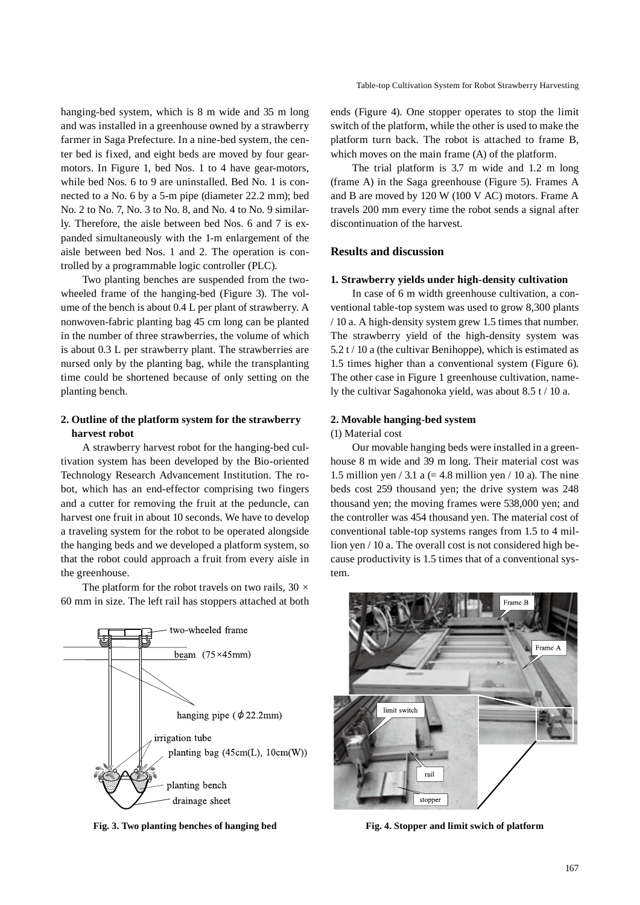hanging-bed system, which is 8 m wide and 35 m long and was installed in a greenhouse owned by a strawberry farmer in Saga Prefecture. In a nine-bed system, the center bed is fixed, and eight beds are moved by four gear-motors. In Figure 1, bed Nos. 1 to 4 have gear-motors, while bed Nos. 6 to 9 are uninstalled. Bed No. 1 is connected to a No. 6 by a 5-m pipe (diameter 22.2 mm); bed No. 2 to No. 7, No. 3 to No. 8, and No. 4 to No. 9 similarly. Therefore, the aisle between bed Nos. 6 and 7 is expanded simultaneously with the 1-m enlargement of the aisle between bed Nos. 1 and 2. The operation is controlled by a programmable logic controller (PLC).

Two planting benches are suspended from the two-wheeled frame of the hanging-bed (Figure 3). The volume of the bench is about 0.4 L per plant of strawberry. A nonwoven-fabric planting bag 45 cm long can be planted in the number of three strawberries, the volume of which is about 0.3 L per strawberry plant. The strawberries are nursed only by the planting bag, while the transplanting time could be shortened because of only setting on the planting bench.

### 2. Outline of the platform system for the strawberry harvest robot

A strawberry harvest robot for the hanging-bed cultivation system has been developed by the Bio-oriented Technology Research Advancement Institution. The robot, which has an end-effector comprising two fingers and a cutter for removing the fruit at the peduncle, can harvest one fruit in about 10 seconds. We have to develop a traveling system for the robot to be operated alongside the hanging beds and we developed a platform system, so that the robot could approach a fruit from every aisle in the greenhouse.

The platform for the robot travels on two rails, 30 × 60 mm in size. The left rail has stoppers attached at both ends (Figure 4). One stopper operates to stop the limit switch of the platform, while the other is used to make the platform turn back. The robot is attached to frame B, which moves on the main frame (A) of the platform.

The trial platform is 3.7 m wide and 1.2 m long (frame A) in the Saga greenhouse (Figure 5). Frames A and B are moved by 120 W (100 V AC) motors. Frame A travels 200 mm every time the robot sends a signal after discontinuation of the harvest.

**Fig. 3. Two planting benches of hanging bed**

**Fig. 4. Stopper and limit swich of platform**

## Results and discussion

### 1. Strawberry yields under high-density cultivation

In case of 6 m width greenhouse cultivation, a conventional table-top system was used to grow 8,300 plants / 10 a. A high-density system grew 1.5 times that number. The strawberry yield of the high-density system was 5.2 t / 10 a (the cultivar Benihoppe), which is estimated as 1.5 times higher than a conventional system (Figure 6). The other case in Figure 1 greenhouse cultivation, namely the cultivar Sagahonoka yield, was about 8.5 t / 10 a.

### 2. Movable hanging-bed system

(1) Material cost

Our movable hanging beds were installed in a greenhouse 8 m wide and 39 m long. Their material cost was 1.5 million yen / 3.1 a (= 4.8 million yen / 10 a). The nine beds cost 259 thousand yen; the drive system was 248 thousand yen; the moving frames were 538,000 yen; and the controller was 454 thousand yen. The material cost of conventional table-top systems ranges from 1.5 to 4 million yen / 10 a. The overall cost is not considered high because productivity is 1.5 times that of a conventional system.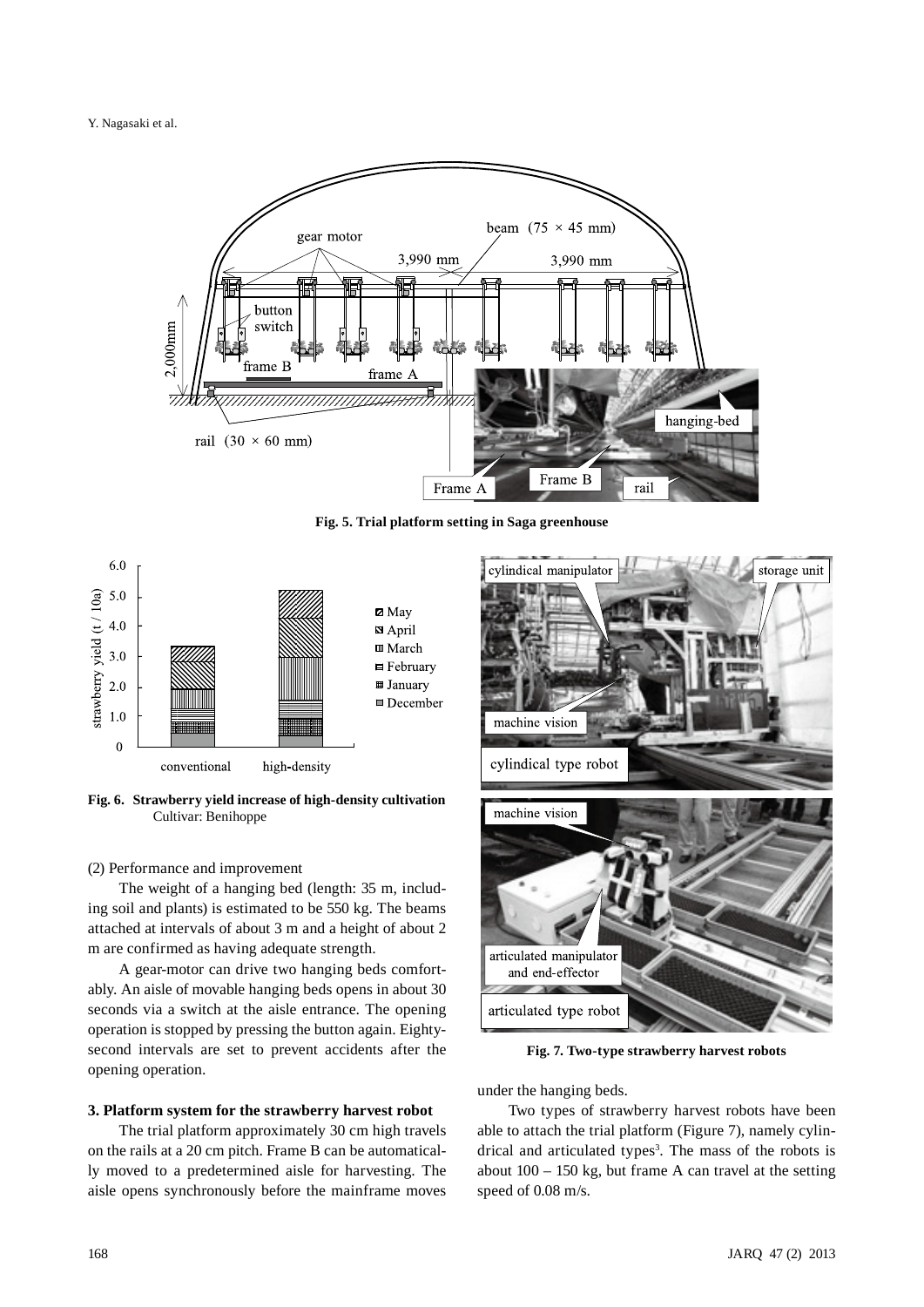Fig. 5. Trial platform setting in Saga greenhouse

Fig. 6. Strawberry yield increase of high-density cultivation
Cultivar: Benihoppe

(2) Performance and improvement

The weight of a hanging bed (length: 35 m, including soil and plants) is estimated to be 550 kg. The beams attached at intervals of about 3 m and a height of about 2 m are confirmed as having adequate strength.

A gear-motor can drive two hanging beds comfortably. An aisle of movable hanging beds opens in about 30 seconds via a switch at the aisle entrance. The opening operation is stopped by pressing the button again. Eighty-second intervals are set to prevent accidents after the opening operation.

### 3. Platform system for the strawberry harvest robot

The trial platform approximately 30 cm high travels on the rails at a 20 cm pitch. Frame B can be automatically moved to a predetermined aisle for harvesting. The aisle opens synchronously before the mainframe moves under the hanging beds.

Two types of strawberry harvest robots have been able to attach the trial platform (Figure 7), namely cylindrical and articulated types[3]. The mass of the robots is about 100 – 150 kg, but frame A can travel at the setting speed of 0.08 m/s.

Fig. 7. Two-type strawberry harvest robots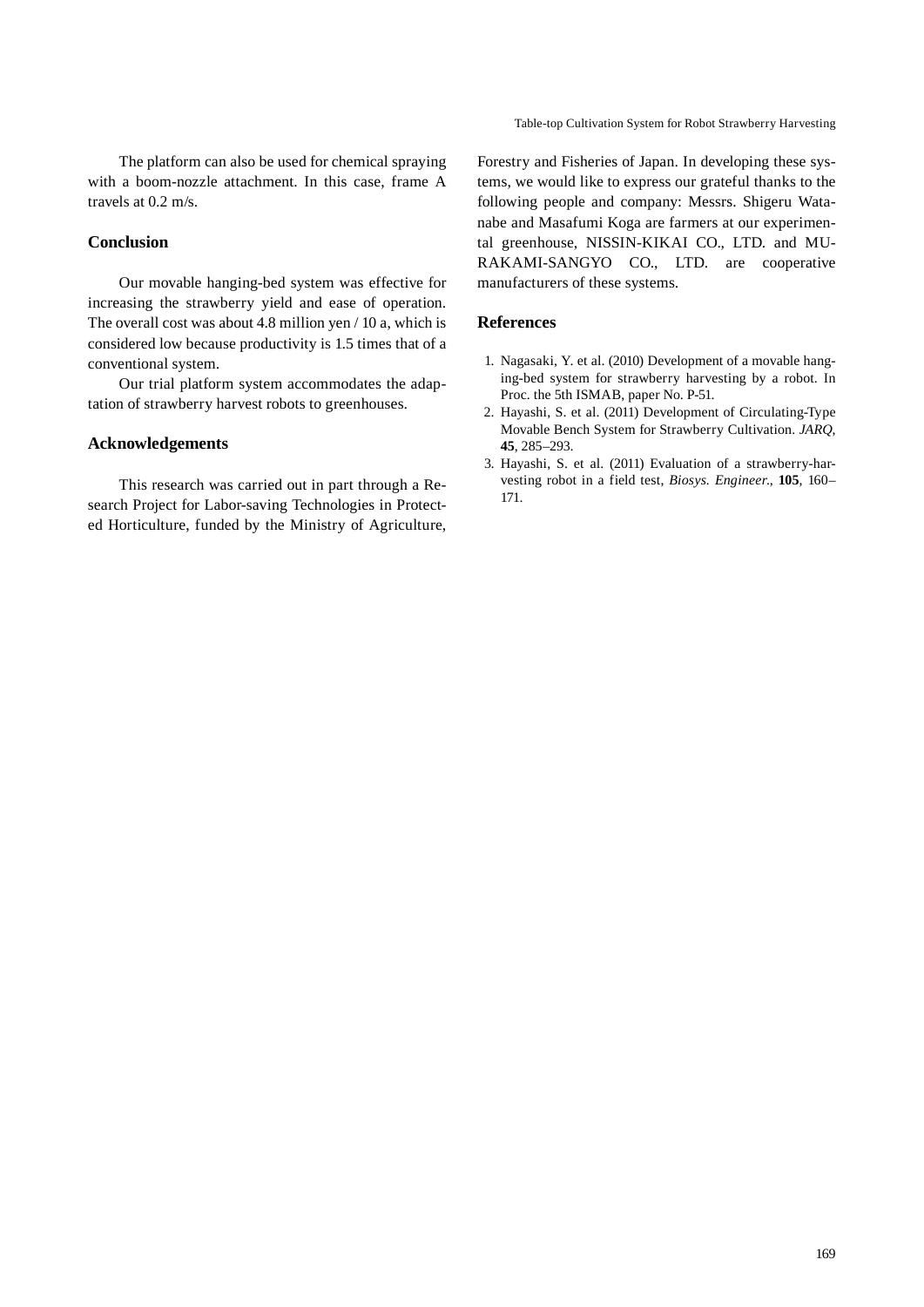The platform can also be used for chemical spraying with a boom-nozzle attachment. In this case, frame A travels at 0.2 m/s.

## Conclusion

Our movable hanging-bed system was effective for increasing the strawberry yield and ease of operation. The overall cost was about 4.8 million yen / 10 a, which is considered low because productivity is 1.5 times that of a conventional system.

Our trial platform system accommodates the adaptation of strawberry harvest robots to greenhouses.

## Acknowledgements

This research was carried out in part through a Research Project for Labor-saving Technologies in Protected Horticulture, funded by the Ministry of Agriculture, Forestry and Fisheries of Japan. In developing these systems, we would like to express our grateful thanks to the following people and company: Messrs. Shigeru Watanabe and Masafumi Koga are farmers at our experimental greenhouse, NISSIN-KIKAI CO., LTD. and MURAKAMI-SANGYO CO., LTD. are cooperative manufacturers of these systems.

## References

1. Nagasaki, Y. et al. (2010) Development of a movable hanging-bed system for strawberry harvesting by a robot. In Proc. the 5th ISMAB, paper No. P-51.
2. Hayashi, S. et al. (2011) Development of Circulating-Type Movable Bench System for Strawberry Cultivation. *JARQ*, **45**, 285–293.
3. Hayashi, S. et al. (2011) Evaluation of a strawberry-harvesting robot in a field test, *Biosys. Engineer.*, **105**, 160–171.